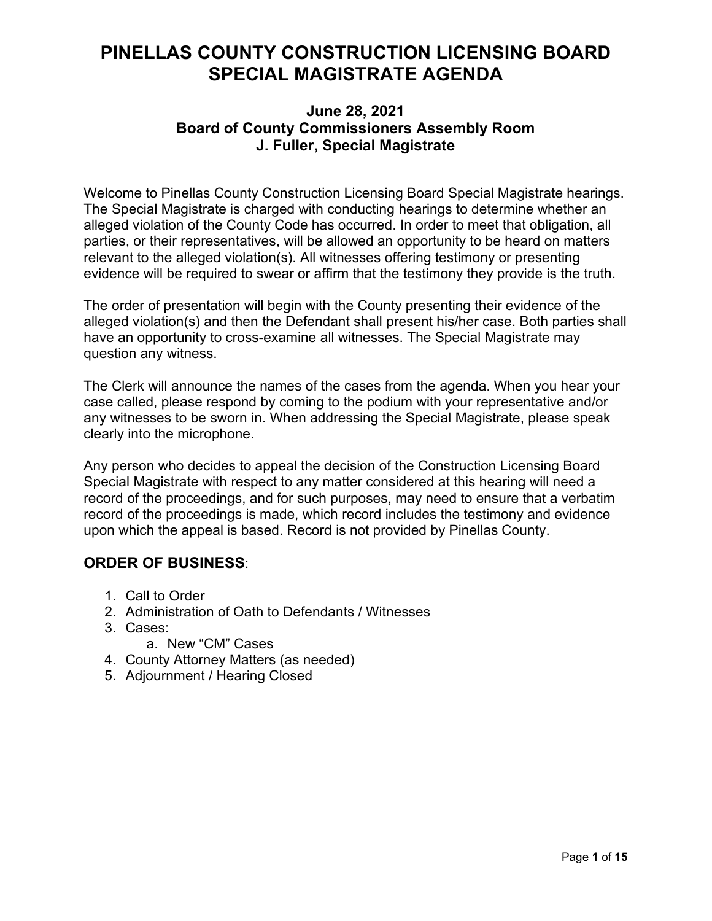# PINELLAS COUNTY CONSTRUCTION LICENSING BOARD SPECIAL MAGISTRATE AGENDA

### June 28, 2021
### Board of County Commissioners Assembly Room
### J. Fuller, Special Magistrate

Welcome to Pinellas County Construction Licensing Board Special Magistrate hearings. The Special Magistrate is charged with conducting hearings to determine whether an alleged violation of the County Code has occurred. In order to meet that obligation, all parties, or their representatives, will be allowed an opportunity to be heard on matters relevant to the alleged violation(s). All witnesses offering testimony or presenting evidence will be required to swear or affirm that the testimony they provide is the truth.

The order of presentation will begin with the County presenting their evidence of the alleged violation(s) and then the Defendant shall present his/her case. Both parties shall have an opportunity to cross-examine all witnesses. The Special Magistrate may question any witness.

The Clerk will announce the names of the cases from the agenda. When you hear your case called, please respond by coming to the podium with your representative and/or any witnesses to be sworn in. When addressing the Special Magistrate, please speak clearly into the microphone.

Any person who decides to appeal the decision of the Construction Licensing Board Special Magistrate with respect to any matter considered at this hearing will need a record of the proceedings, and for such purposes, may need to ensure that a verbatim record of the proceedings is made, which record includes the testimony and evidence upon which the appeal is based. Record is not provided by Pinellas County.

## ORDER OF BUSINESS:

1. Call to Order
2. Administration of Oath to Defendants / Witnesses
3. Cases:
   a. New "CM" Cases
4. County Attorney Matters (as needed)
5. Adjournment / Hearing Closed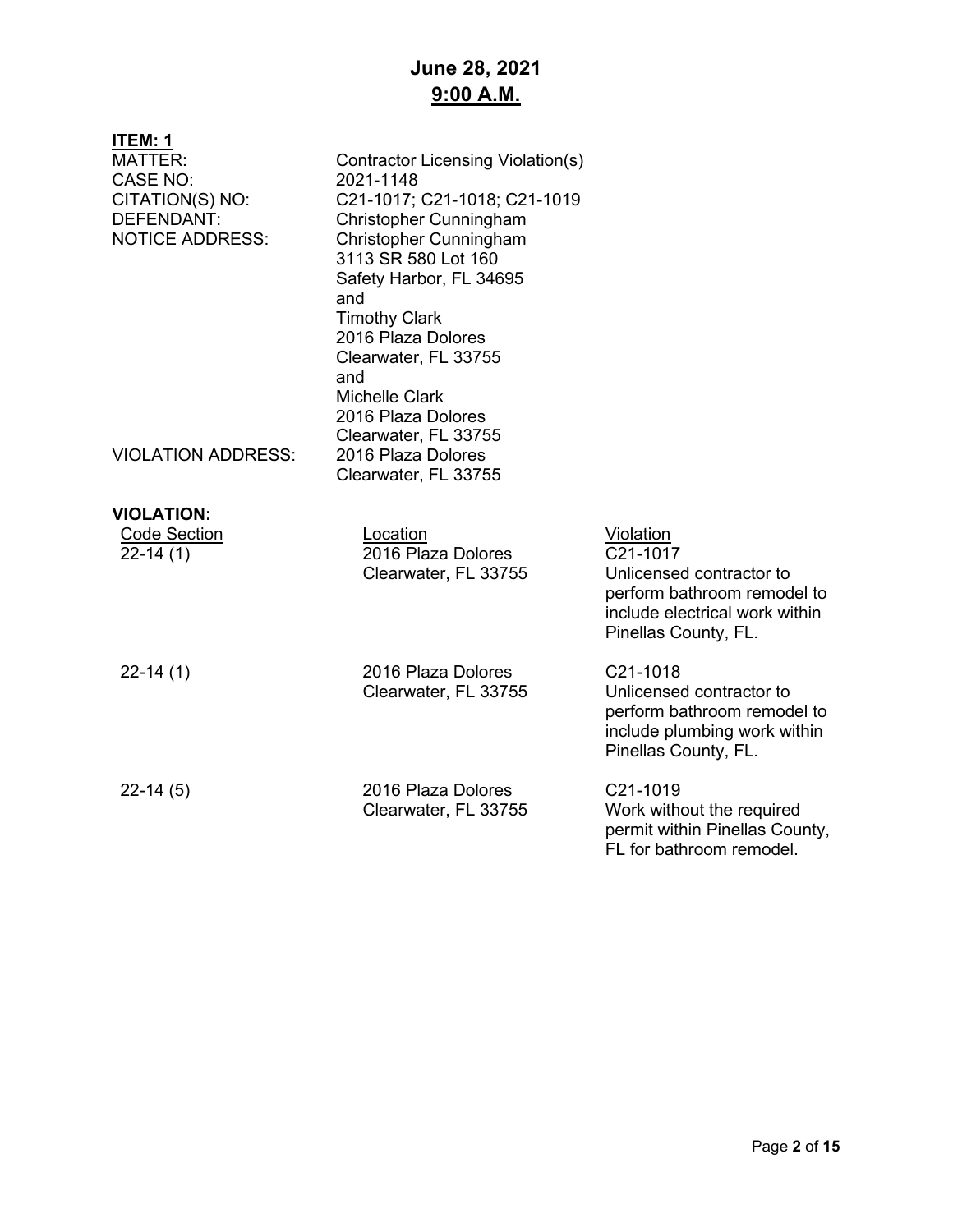# June 28, 2021
## 9:00 A.M.

**ITEM: 1**

| | |
|---|---|
| MATTER: | Contractor Licensing Violation(s) |
| CASE NO: | 2021-1148 |
| CITATION(S) NO: | C21-1017; C21-1018; C21-1019 |
| DEFENDANT: | Christopher Cunningham |
| NOTICE ADDRESS: | Christopher Cunningham<br>3113 SR 580 Lot 160<br>Safety Harbor, FL 34695<br>and<br>Timothy Clark<br>2016 Plaza Dolores<br>Clearwater, FL 33755<br>and<br>Michelle Clark<br>2016 Plaza Dolores<br>Clearwater, FL 33755 |
| VIOLATION ADDRESS: | 2016 Plaza Dolores<br>Clearwater, FL 33755 |

**VIOLATION:**

| Code Section | Location | Violation |
|---|---|---|
| 22-14 (1) | 2016 Plaza Dolores<br>Clearwater, FL 33755 | C21-1017<br>Unlicensed contractor to perform bathroom remodel to include electrical work within Pinellas County, FL. |
| 22-14 (1) | 2016 Plaza Dolores<br>Clearwater, FL 33755 | C21-1018<br>Unlicensed contractor to perform bathroom remodel to include plumbing work within Pinellas County, FL. |
| 22-14 (5) | 2016 Plaza Dolores<br>Clearwater, FL 33755 | C21-1019<br>Work without the required permit within Pinellas County, FL for bathroom remodel. |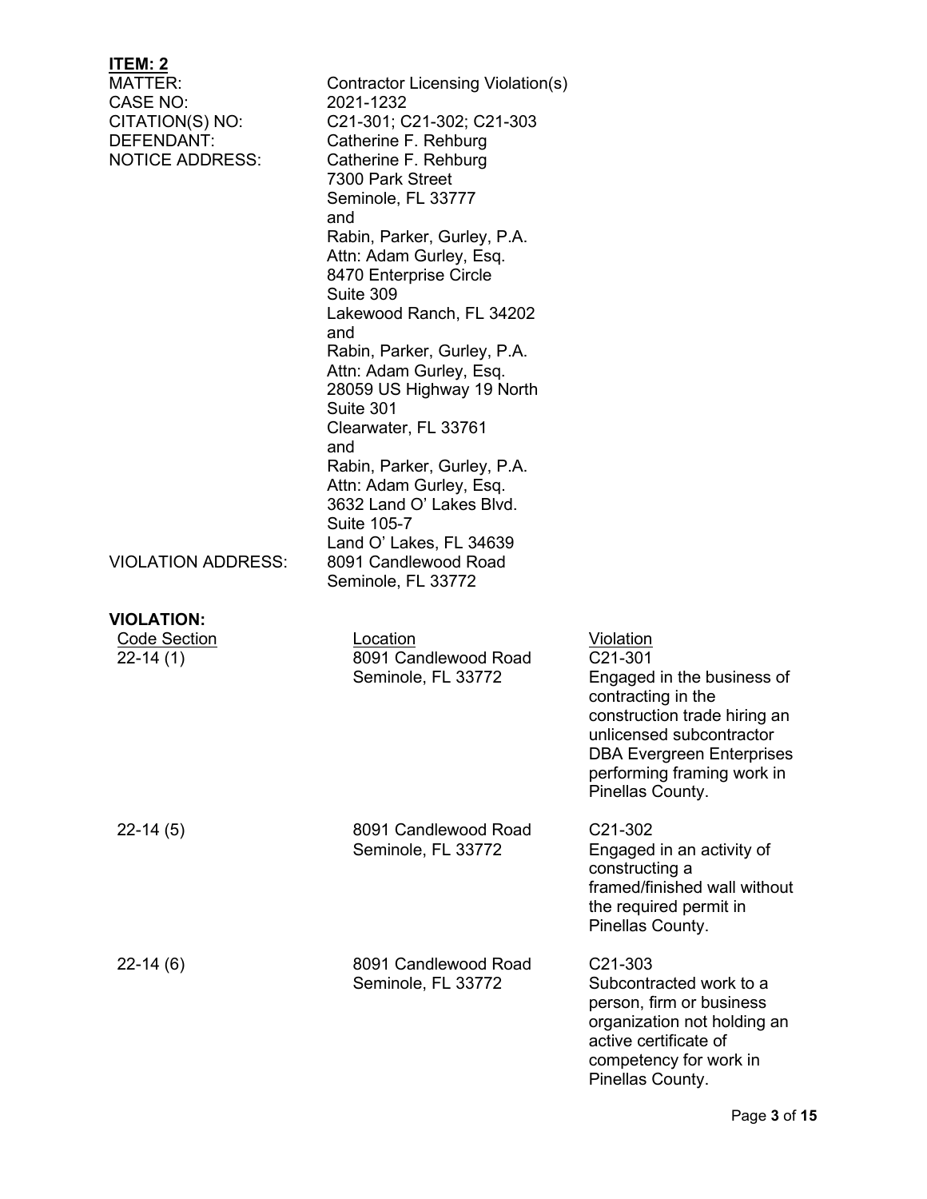**ITEM: 2**

MATTER: Contractor Licensing Violation(s)
CASE NO: 2021-1232
CITATION(S) NO: C21-301; C21-302; C21-303
DEFENDANT: Catherine F. Rehburg
NOTICE ADDRESS: Catherine F. Rehburg
7300 Park Street
Seminole, FL 33777
and
Rabin, Parker, Gurley, P.A.
Attn: Adam Gurley, Esq.
8470 Enterprise Circle
Suite 309
Lakewood Ranch, FL 34202
and
Rabin, Parker, Gurley, P.A.
Attn: Adam Gurley, Esq.
28059 US Highway 19 North
Suite 301
Clearwater, FL 33761
and
Rabin, Parker, Gurley, P.A.
Attn: Adam Gurley, Esq.
3632 Land O' Lakes Blvd.
Suite 105-7
Land O' Lakes, FL 34639
VIOLATION ADDRESS: 8091 Candlewood Road
Seminole, FL 33772

**VIOLATION:**

| Code Section | Location | Violation |
|---|---|---|
| 22-14 (1) | 8091 Candlewood Road Seminole, FL 33772 | C21-301 Engaged in the business of contracting in the construction trade hiring an unlicensed subcontractor DBA Evergreen Enterprises performing framing work in Pinellas County. |
| 22-14 (5) | 8091 Candlewood Road Seminole, FL 33772 | C21-302 Engaged in an activity of constructing a framed/finished wall without the required permit in Pinellas County. |
| 22-14 (6) | 8091 Candlewood Road Seminole, FL 33772 | C21-303 Subcontracted work to a person, firm or business organization not holding an active certificate of competency for work in Pinellas County. |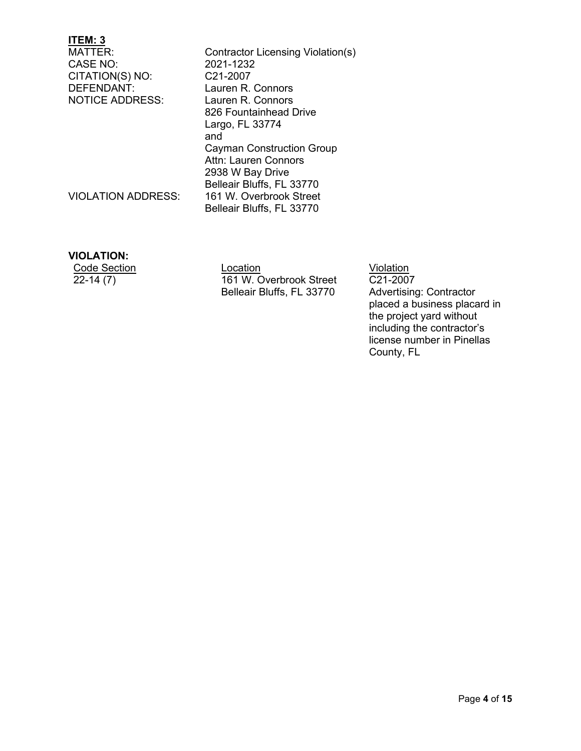**ITEM: 3**

| | |
|---|---|
| MATTER: | Contractor Licensing Violation(s) |
| CASE NO: | 2021-1232 |
| CITATION(S) NO: | C21-2007 |
| DEFENDANT: | Lauren R. Connors |
| NOTICE ADDRESS: | Lauren R. Connors<br>826 Fountainhead Drive<br>Largo, FL 33774<br>and<br>Cayman Construction Group<br>Attn: Lauren Connors<br>2938 W Bay Drive<br>Belleair Bluffs, FL 33770 |
| VIOLATION ADDRESS: | 161 W. Overbrook Street<br>Belleair Bluffs, FL 33770 |

**VIOLATION:**

| Code Section | Location | Violation |
|---|---|---|
| 22-14 (7) | 161 W. Overbrook Street<br>Belleair Bluffs, FL 33770 | C21-2007<br>Advertising: Contractor placed a business placard in the project yard without including the contractor's license number in Pinellas County, FL |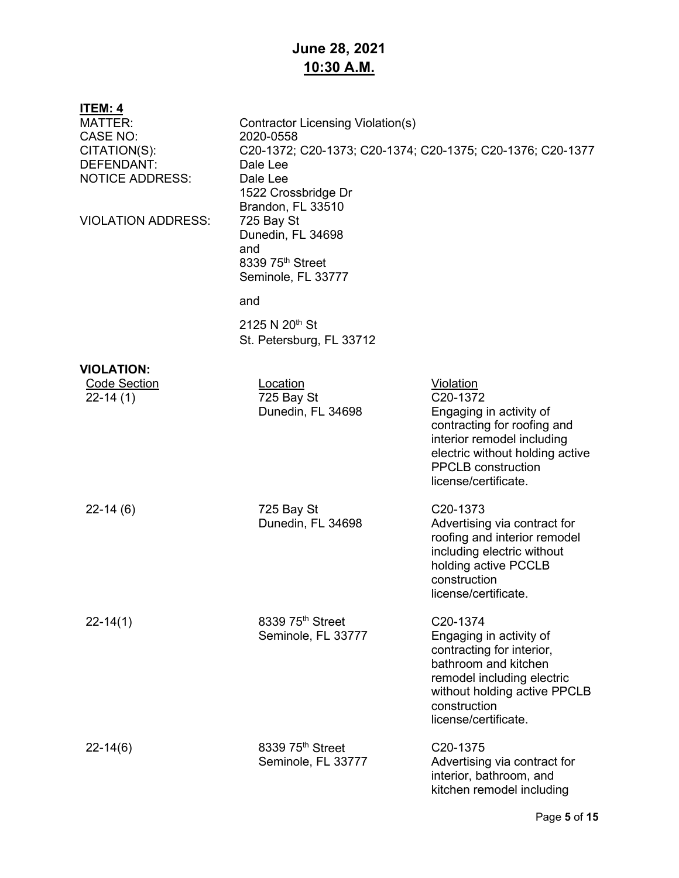# June 28, 2021
## 10:30 A.M.

**ITEM: 4**

| | |
|---|---|
| MATTER: | Contractor Licensing Violation(s) |
| CASE NO: | 2020-0558 |
| CITATION(S): | C20-1372; C20-1373; C20-1374; C20-1375; C20-1376; C20-1377 |
| DEFENDANT: | Dale Lee |
| NOTICE ADDRESS: | Dale Lee<br>1522 Crossbridge Dr<br>Brandon, FL 33510 |
| VIOLATION ADDRESS: | 725 Bay St<br>Dunedin, FL 34698<br>and<br>8339 75th Street<br>Seminole, FL 33777<br><br>and<br><br>2125 N 20th St<br>St. Petersburg, FL 33712 |

**VIOLATION:**

| Code Section | Location | Violation |
|---|---|---|
| 22-14 (1) | 725 Bay St<br>Dunedin, FL 34698 | C20-1372<br>Engaging in activity of contracting for roofing and interior remodel including electric without holding active PPCLB construction license/certificate. |
| 22-14 (6) | 725 Bay St<br>Dunedin, FL 34698 | C20-1373<br>Advertising via contract for roofing and interior remodel including electric without holding active PCCLB construction license/certificate. |
| 22-14(1) | 8339 75th Street<br>Seminole, FL 33777 | C20-1374<br>Engaging in activity of contracting for interior, bathroom and kitchen remodel including electric without holding active PPCLB construction license/certificate. |
| 22-14(6) | 8339 75th Street<br>Seminole, FL 33777 | C20-1375<br>Advertising via contract for interior, bathroom, and kitchen remodel including |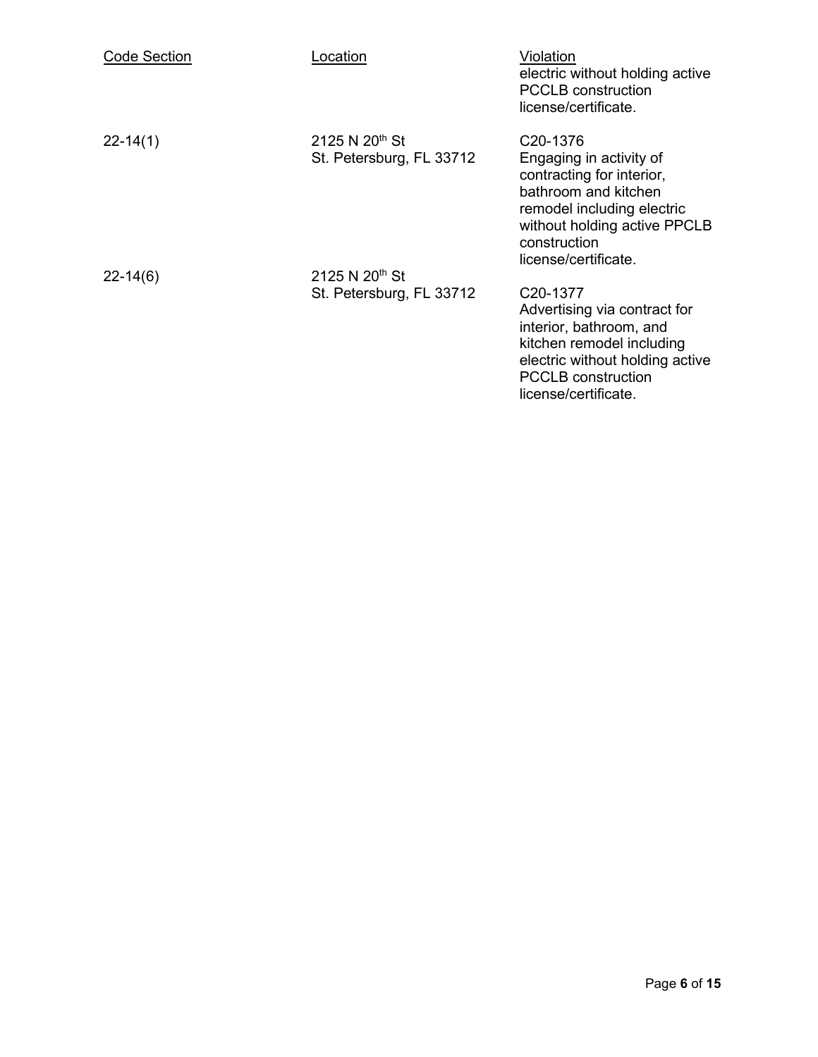| Code Section | Location | Violation |
| --- | --- | --- |
| | | electric without holding active PCCLB construction license/certificate. |
| 22-14(1) | 2125 N 20th St St. Petersburg, FL 33712 | C20-1376 Engaging in activity of contracting for interior, bathroom and kitchen remodel including electric without holding active PPCLB construction license/certificate. |
| 22-14(6) | 2125 N 20th St St. Petersburg, FL 33712 | C20-1377 Advertising via contract for interior, bathroom, and kitchen remodel including electric without holding active PCCLB construction license/certificate. |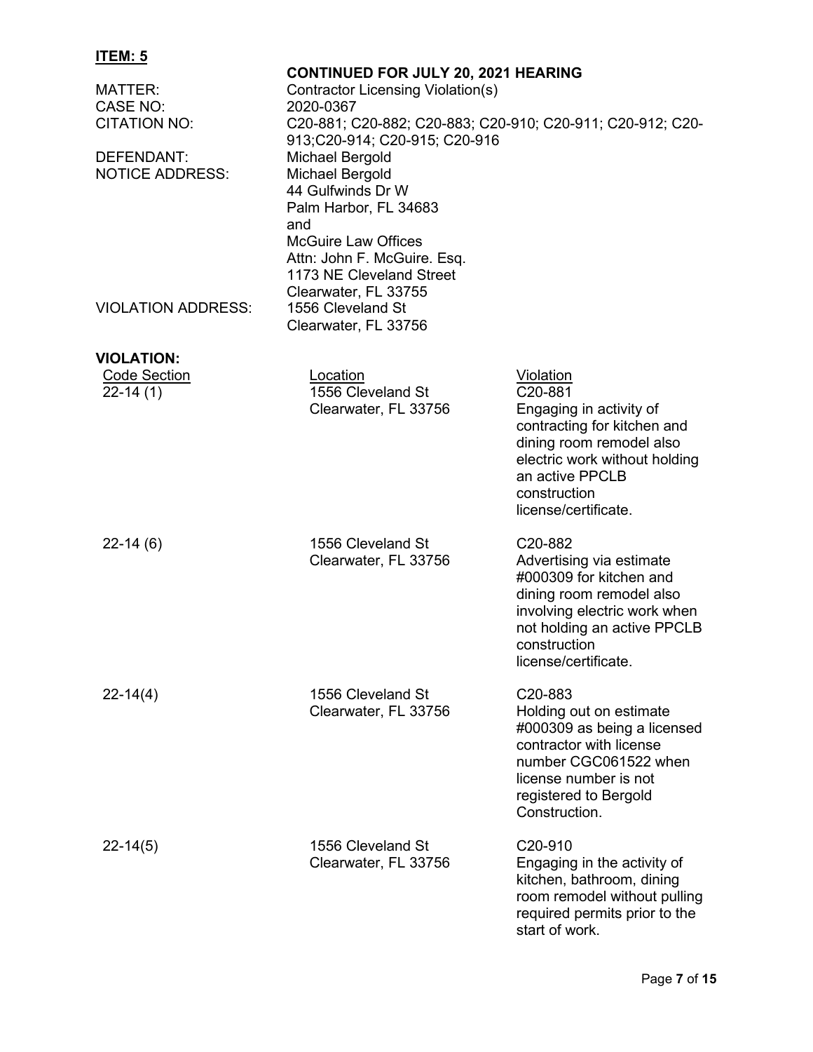**ITEM: 5**

**CONTINUED FOR JULY 20, 2021 HEARING**

MATTER: Contractor Licensing Violation(s)

CASE NO: 2020-0367

CITATION NO: C20-881; C20-882; C20-883; C20-910; C20-911; C20-912; C20-913;C20-914; C20-915; C20-916

DEFENDANT: Michael Bergold

NOTICE ADDRESS: Michael Bergold
44 Gulfwinds Dr W
Palm Harbor, FL 34683
and
McGuire Law Offices
Attn: John F. McGuire. Esq.
1173 NE Cleveland Street
Clearwater, FL 33755

VIOLATION ADDRESS: 1556 Cleveland St
Clearwater, FL 33756

**VIOLATION:**

| Code Section | Location | Violation |
|---|---|---|
| 22-14 (1) | 1556 Cleveland St Clearwater, FL 33756 | C20-881 Engaging in activity of contracting for kitchen and dining room remodel also electric work without holding an active PPCLB construction license/certificate. |
| 22-14 (6) | 1556 Cleveland St Clearwater, FL 33756 | C20-882 Advertising via estimate #000309 for kitchen and dining room remodel also involving electric work when not holding an active PPCLB construction license/certificate. |
| 22-14(4) | 1556 Cleveland St Clearwater, FL 33756 | C20-883 Holding out on estimate #000309 as being a licensed contractor with license number CGC061522 when license number is not registered to Bergold Construction. |
| 22-14(5) | 1556 Cleveland St Clearwater, FL 33756 | C20-910 Engaging in the activity of kitchen, bathroom, dining room remodel without pulling required permits prior to the start of work. |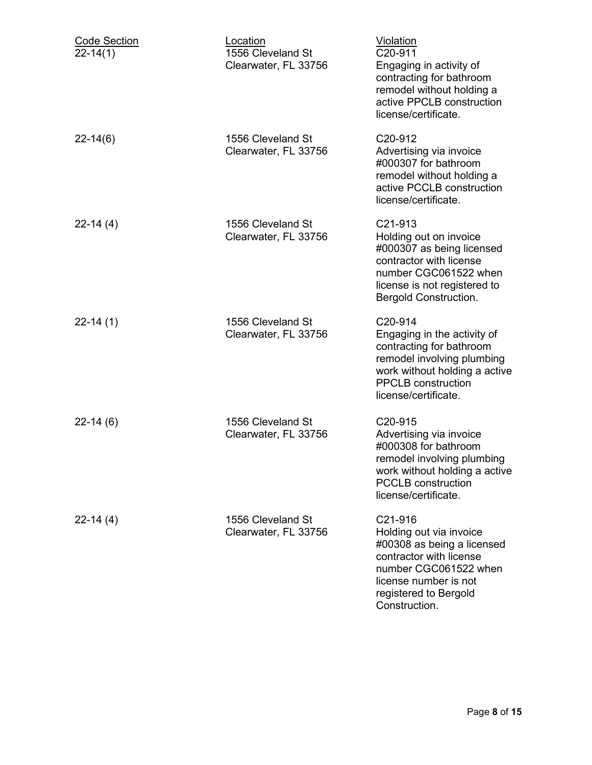| Code Section | Location | Violation |
| --- | --- | --- |
| 22-14(1) | 1556 Cleveland St Clearwater, FL 33756 | C20-911 Engaging in activity of contracting for bathroom remodel without holding a active PPCLB construction license/certificate. |
| 22-14(6) | 1556 Cleveland St Clearwater, FL 33756 | C20-912 Advertising via invoice #000307 for bathroom remodel without holding a active PCCLB construction license/certificate. |
| 22-14 (4) | 1556 Cleveland St Clearwater, FL 33756 | C21-913 Holding out on invoice #000307 as being licensed contractor with license number CGC061522 when license is not registered to Bergold Construction. |
| 22-14 (1) | 1556 Cleveland St Clearwater, FL 33756 | C20-914 Engaging in the activity of contracting for bathroom remodel involving plumbing work without holding a active PPCLB construction license/certificate. |
| 22-14 (6) | 1556 Cleveland St Clearwater, FL 33756 | C20-915 Advertising via invoice #000308 for bathroom remodel involving plumbing work without holding a active PCCLB construction license/certificate. |
| 22-14 (4) | 1556 Cleveland St Clearwater, FL 33756 | C21-916 Holding out via invoice #00308 as being a licensed contractor with license number CGC061522 when license number is not registered to Bergold Construction. |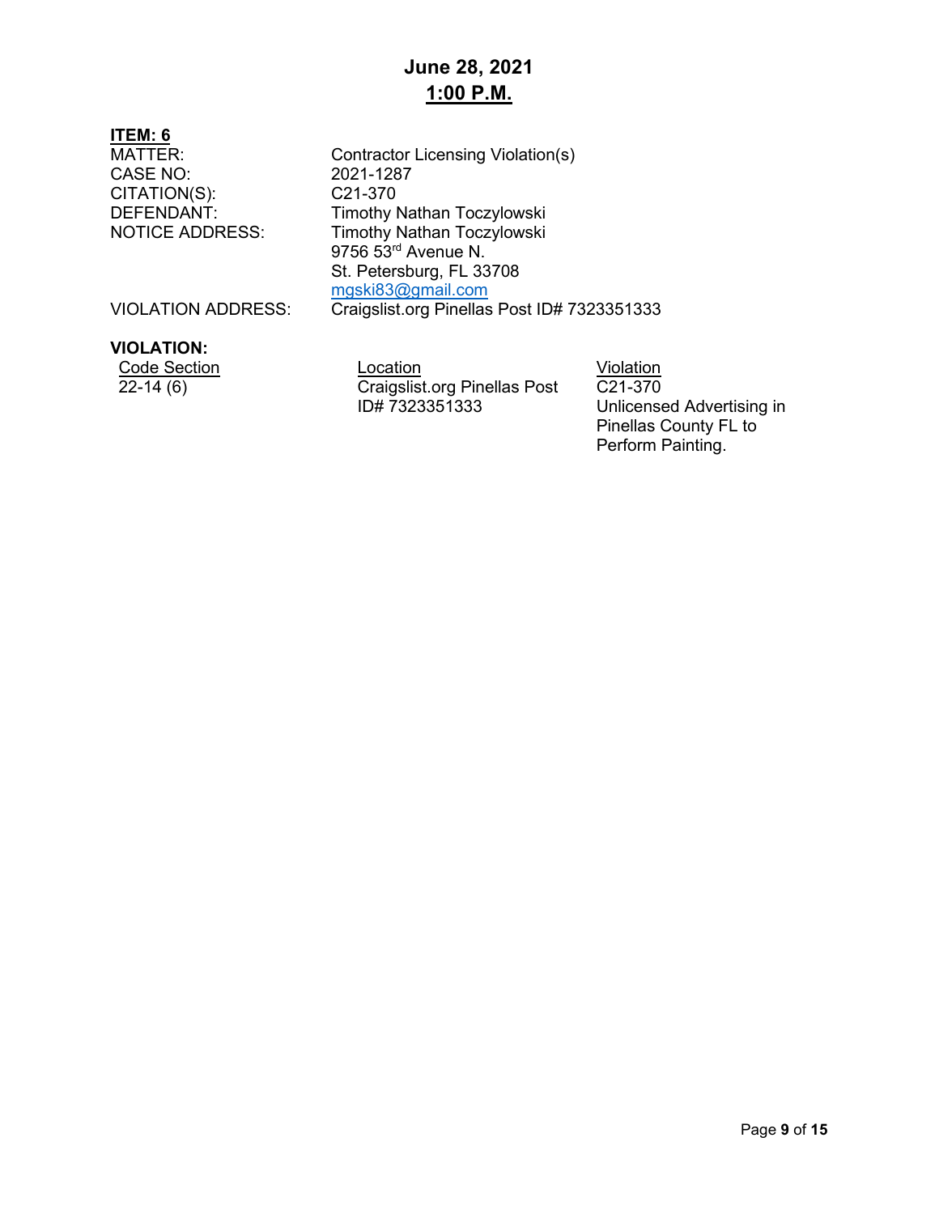# June 28, 2021
## 1:00 P.M.

**ITEM: 6**

MATTER: Contractor Licensing Violation(s)
CASE NO: 2021-1287
CITATION(S): C21-370
DEFENDANT: Timothy Nathan Toczylowski
NOTICE ADDRESS: Timothy Nathan Toczylowski
9756 53rd Avenue N.
St. Petersburg, FL 33708
mgski83@gmail.com
VIOLATION ADDRESS: Craigslist.org Pinellas Post ID# 7323351333

**VIOLATION:**

| Code Section | Location | Violation |
|---|---|---|
| 22-14 (6) | Craigslist.org Pinellas Post ID# 7323351333 | C21-370 Unlicensed Advertising in Pinellas County FL to Perform Painting. |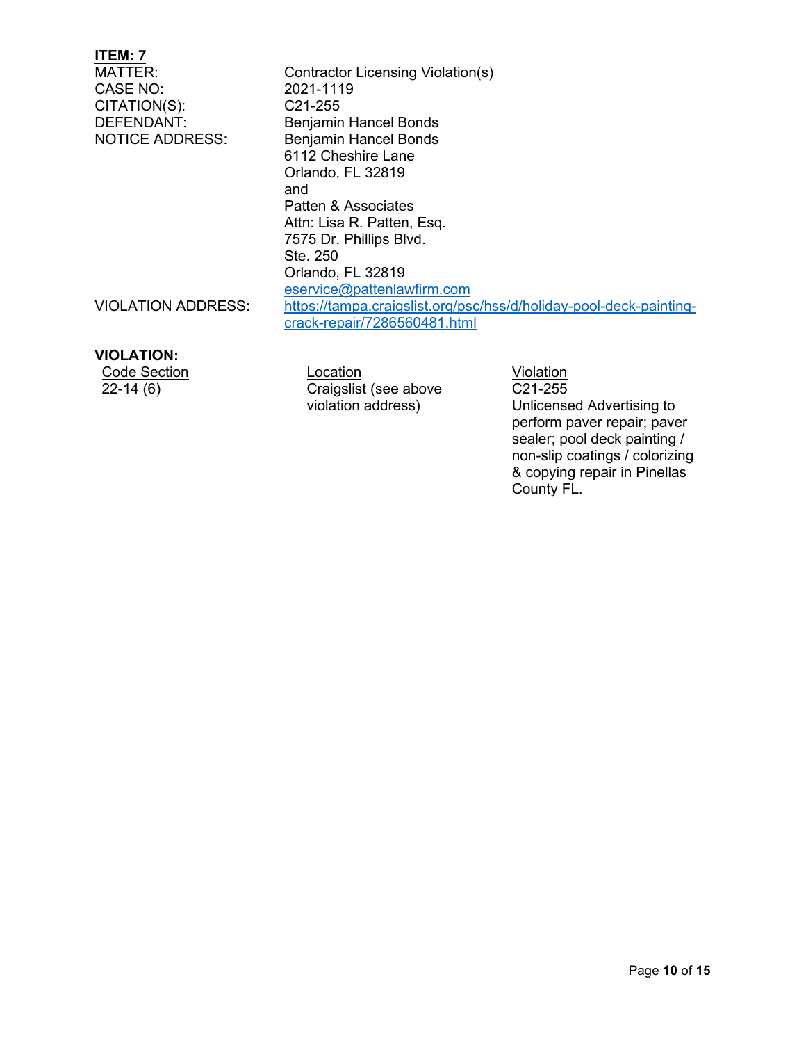**ITEM: 7**

| | |
|---|---|
| MATTER: | Contractor Licensing Violation(s) |
| CASE NO: | 2021-1119 |
| CITATION(S): | C21-255 |
| DEFENDANT: | Benjamin Hancel Bonds |
| NOTICE ADDRESS: | Benjamin Hancel Bonds<br>6112 Cheshire Lane<br>Orlando, FL 32819<br>and<br>Patten & Associates<br>Attn: Lisa R. Patten, Esq.<br>7575 Dr. Phillips Blvd.<br>Ste. 250<br>Orlando, FL 32819<br>eservice@pattenlawfirm.com |
| VIOLATION ADDRESS: | https://tampa.craigslist.org/psc/hss/d/holiday-pool-deck-painting-crack-repair/7286560481.html |

**VIOLATION:**

| Code Section | Location | Violation |
|---|---|---|
| 22-14 (6) | Craigslist (see above violation address) | C21-255<br>Unlicensed Advertising to perform paver repair; paver sealer; pool deck painting / non-slip coatings / colorizing & copying repair in Pinellas County FL. |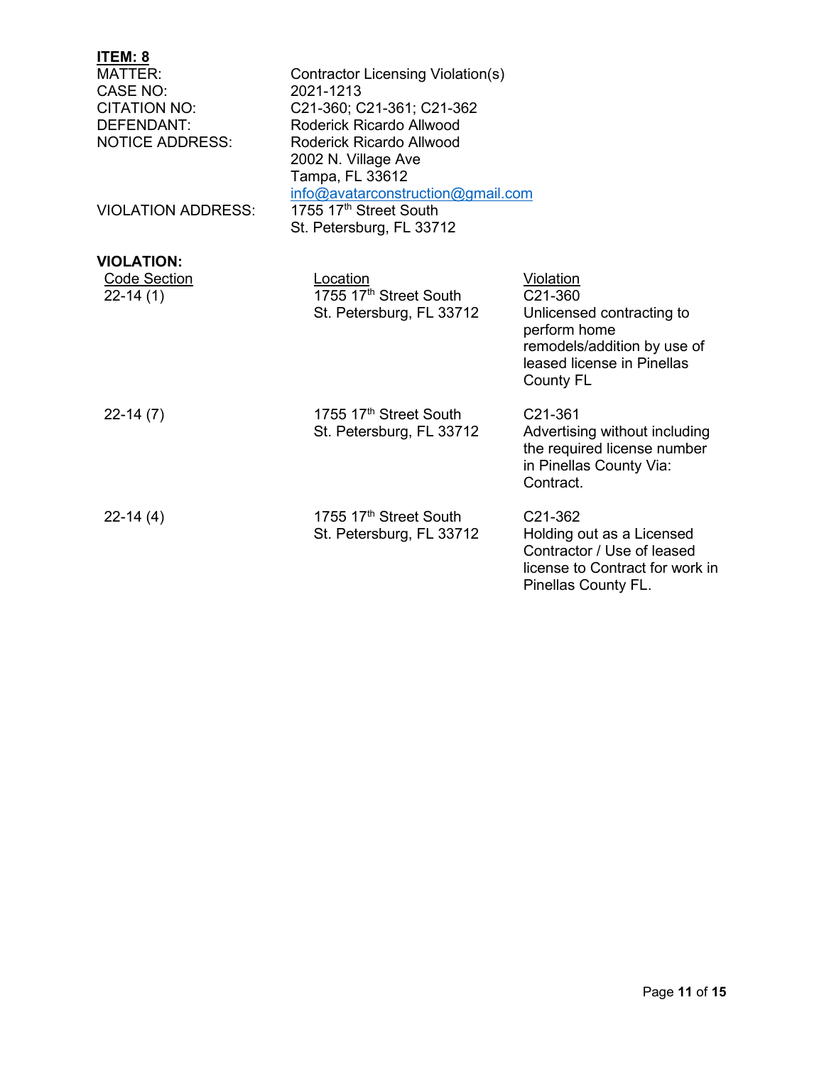**ITEM: 8**

MATTER: Contractor Licensing Violation(s)
CASE NO: 2021-1213
CITATION NO: C21-360; C21-361; C21-362
DEFENDANT: Roderick Ricardo Allwood
NOTICE ADDRESS: Roderick Ricardo Allwood
2002 N. Village Ave
Tampa, FL 33612
info@avatarconstruction@gmail.com
VIOLATION ADDRESS: 1755 17th Street South
St. Petersburg, FL 33712

**VIOLATION:**

| Code Section | Location | Violation |
| --- | --- | --- |
| 22-14 (1) | 1755 17th Street South St. Petersburg, FL 33712 | C21-360 Unlicensed contracting to perform home remodels/addition by use of leased license in Pinellas County FL |
| 22-14 (7) | 1755 17th Street South St. Petersburg, FL 33712 | C21-361 Advertising without including the required license number in Pinellas County Via: Contract. |
| 22-14 (4) | 1755 17th Street South St. Petersburg, FL 33712 | C21-362 Holding out as a Licensed Contractor / Use of leased license to Contract for work in Pinellas County FL. |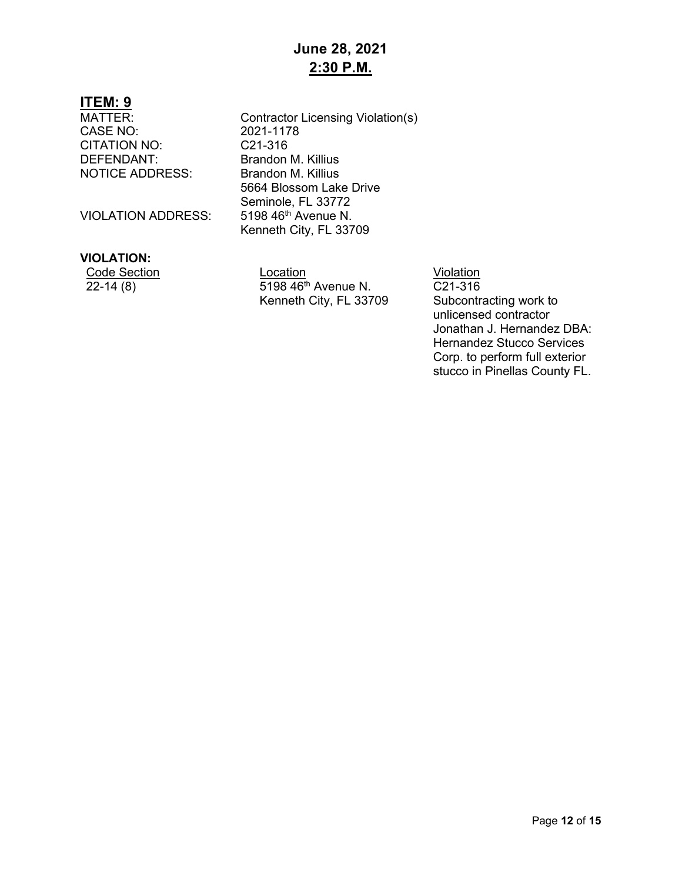**June 28, 2021**
**2:30 P.M.**

## ITEM: 9

| | |
|---|---|
| MATTER: | Contractor Licensing Violation(s) |
| CASE NO: | 2021-1178 |
| CITATION NO: | C21-316 |
| DEFENDANT: | Brandon M. Killius |
| NOTICE ADDRESS: | Brandon M. Killius<br>5664 Blossom Lake Drive<br>Seminole, FL 33772 |
| VIOLATION ADDRESS: | 5198 46th Avenue N.<br>Kenneth City, FL 33709 |

**VIOLATION:**

| Code Section | Location | Violation |
|---|---|---|
| 22-14 (8) | 5198 46th Avenue N.<br>Kenneth City, FL 33709 | C21-316<br>Subcontracting work to unlicensed contractor Jonathan J. Hernandez DBA: Hernandez Stucco Services Corp. to perform full exterior stucco in Pinellas County FL. |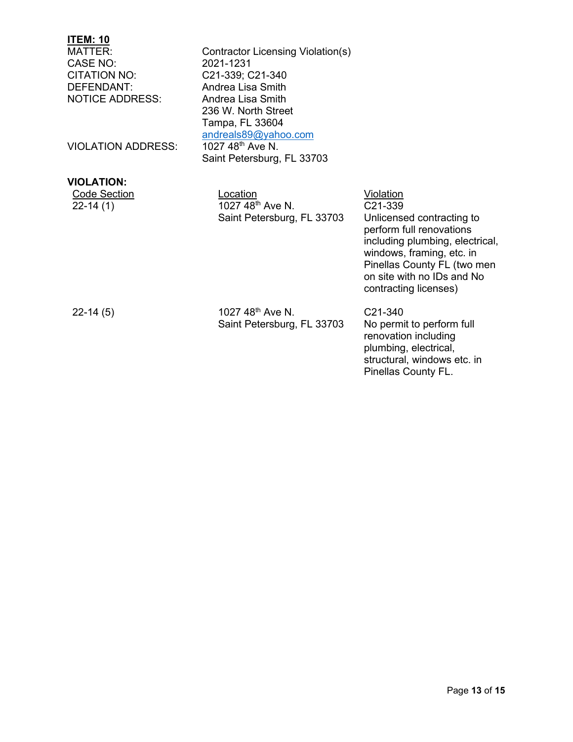**ITEM: 10**

| | |
|---|---|
| MATTER: | Contractor Licensing Violation(s) |
| CASE NO: | 2021-1231 |
| CITATION NO: | C21-339; C21-340 |
| DEFENDANT: | Andrea Lisa Smith |
| NOTICE ADDRESS: | Andrea Lisa Smith<br>236 W. North Street<br>Tampa, FL 33604<br>andreals89@yahoo.com |
| VIOLATION ADDRESS: | 1027 48th Ave N.<br>Saint Petersburg, FL 33703 |

**VIOLATION:**

| Code Section | Location | Violation |
|---|---|---|
| 22-14 (1) | 1027 48th Ave N.<br>Saint Petersburg, FL 33703 | C21-339<br>Unlicensed contracting to perform full renovations including plumbing, electrical, windows, framing, etc. in Pinellas County FL (two men on site with no IDs and No contracting licenses) |
| 22-14 (5) | 1027 48th Ave N.<br>Saint Petersburg, FL 33703 | C21-340<br>No permit to perform full renovation including plumbing, electrical, structural, windows etc. in Pinellas County FL. |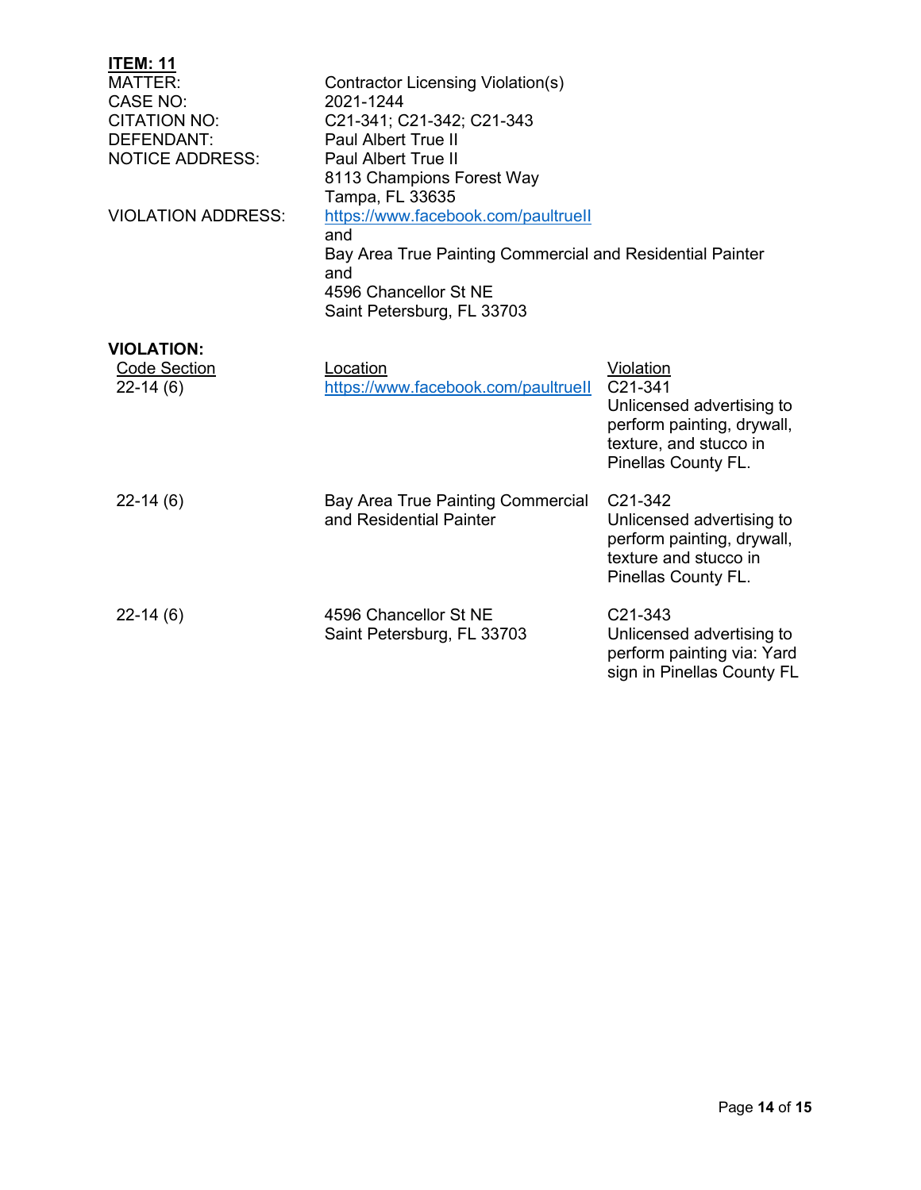**ITEM: 11**

| | |
|---|---|
| MATTER: | Contractor Licensing Violation(s) |
| CASE NO: | 2021-1244 |
| CITATION NO: | C21-341; C21-342; C21-343 |
| DEFENDANT: | Paul Albert True II |
| NOTICE ADDRESS: | Paul Albert True II<br>8113 Champions Forest Way<br>Tampa, FL 33635 |
| VIOLATION ADDRESS: | https://www.facebook.com/paultrueII<br>and<br>Bay Area True Painting Commercial and Residential Painter<br>and<br>4596 Chancellor St NE<br>Saint Petersburg, FL 33703 |

**VIOLATION:**

| Code Section | Location | Violation |
|---|---|---|
| 22-14 (6) | https://www.facebook.com/paultrueII | C21-341<br>Unlicensed advertising to perform painting, drywall, texture, and stucco in Pinellas County FL. |
| 22-14 (6) | Bay Area True Painting Commercial and Residential Painter | C21-342<br>Unlicensed advertising to perform painting, drywall, texture and stucco in Pinellas County FL. |
| 22-14 (6) | 4596 Chancellor St NE<br>Saint Petersburg, FL 33703 | C21-343<br>Unlicensed advertising to perform painting via: Yard sign in Pinellas County FL |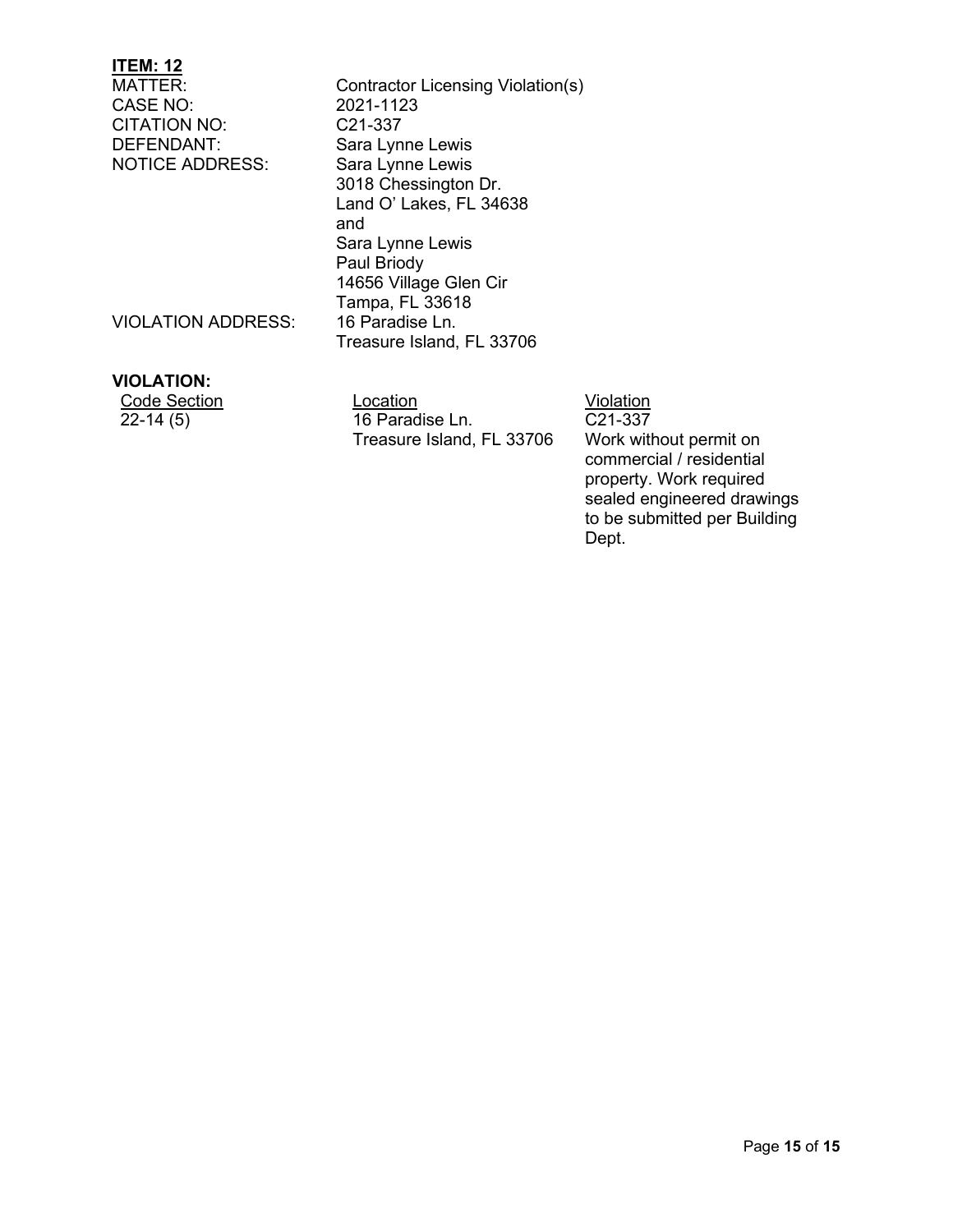**ITEM: 12**

| | |
|---|---|
| MATTER: | Contractor Licensing Violation(s) |
| CASE NO: | 2021-1123 |
| CITATION NO: | C21-337 |
| DEFENDANT: | Sara Lynne Lewis |
| NOTICE ADDRESS: | Sara Lynne Lewis<br>3018 Chessington Dr.<br>Land O' Lakes, FL 34638<br>and<br>Sara Lynne Lewis<br>Paul Briody<br>14656 Village Glen Cir<br>Tampa, FL 33618 |
| VIOLATION ADDRESS: | 16 Paradise Ln.<br>Treasure Island, FL 33706 |

**VIOLATION:**

| Code Section | Location | Violation |
|---|---|---|
| 22-14 (5) | 16 Paradise Ln.<br>Treasure Island, FL 33706 | C21-337<br>Work without permit on commercial / residential property. Work required sealed engineered drawings to be submitted per Building Dept. |